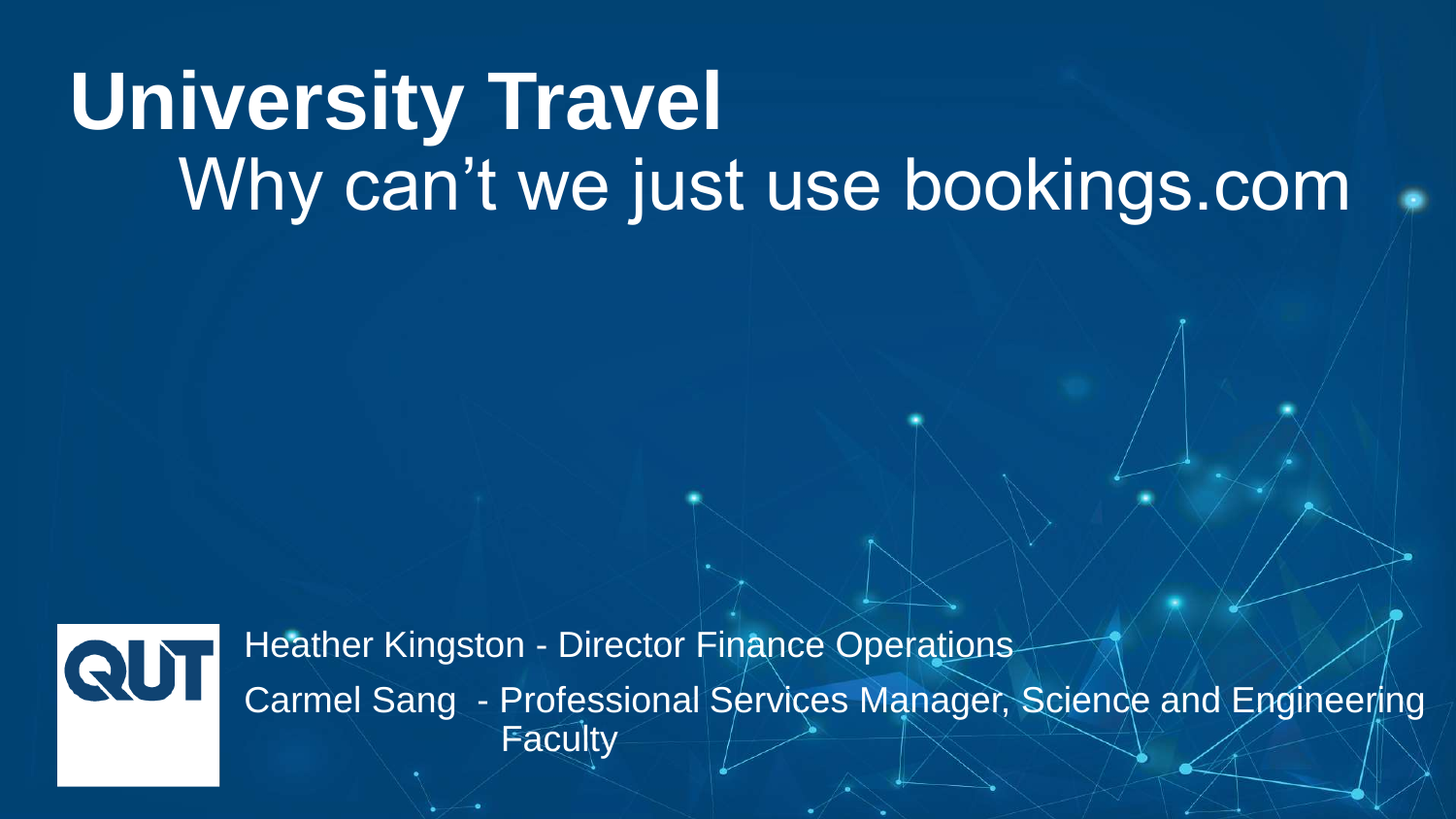# University Travel

## Why can't we just use bookings.com

QUT

Heather Kingston - Director Finance Operations

Carmel Sang - Professional Services Manager, Science and Engineering Faculty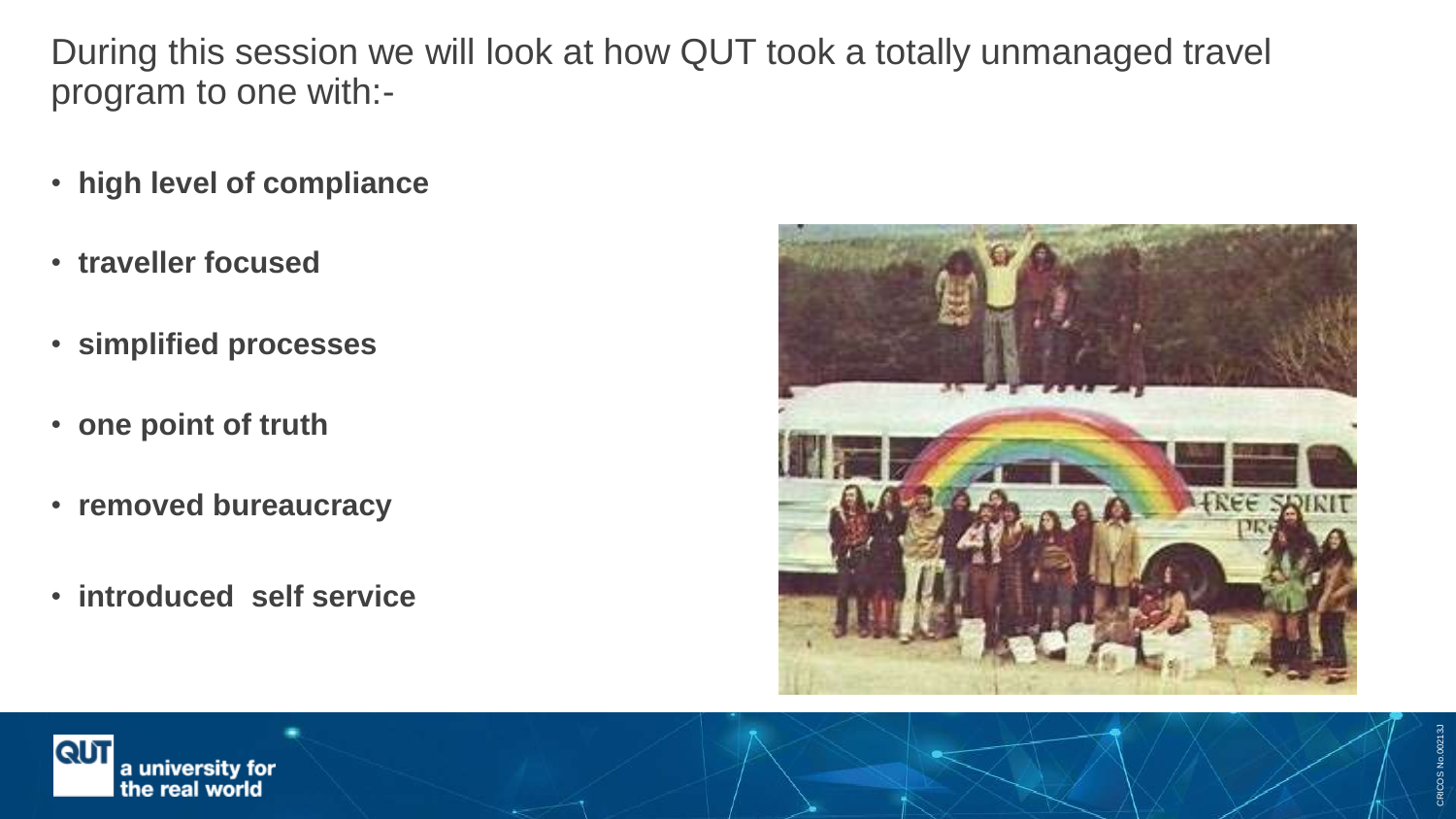During this session we will look at how QUT took a totally unmanaged travel program to one with:-

- **high level of compliance**
- **traveller focused**
- **simplified processes**
- **one point of truth**
- **removed bureaucracy**
- **introduced  self service**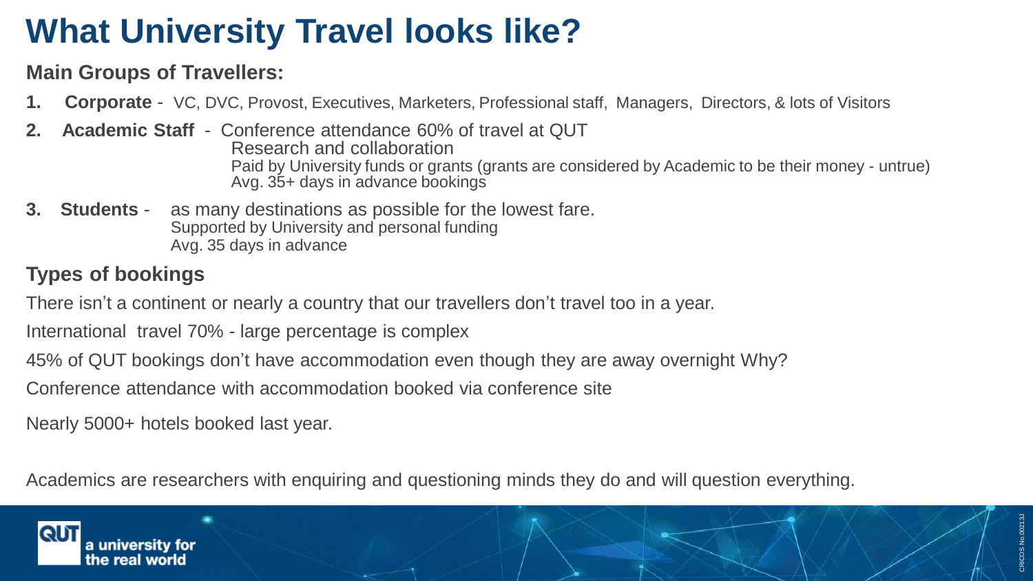# What University Travel looks like?

**Main Groups of Travellers:**

1. **Corporate** - VC, DVC, Provost, Executives, Marketers, Professional staff, Managers, Directors, & lots of Visitors
2. **Academic Staff** - Conference attendance 60% of travel at QUT
   Research and collaboration
   Paid by University funds or grants (grants are considered by Academic to be their money - untrue)
   Avg. 35+ days in advance bookings
3. **Students** - as many destinations as possible for the lowest fare.
   Supported by University and personal funding
   Avg. 35 days in advance

## Types of bookings

There isn't a continent or nearly a country that our travellers don't travel too in a year.

International travel 70% - large percentage is complex

45% of QUT bookings don't have accommodation even though they are away overnight Why?

Conference attendance with accommodation booked via conference site

Nearly 5000+ hotels booked last year.

Academics are researchers with enquiring and questioning minds they do and will question everything.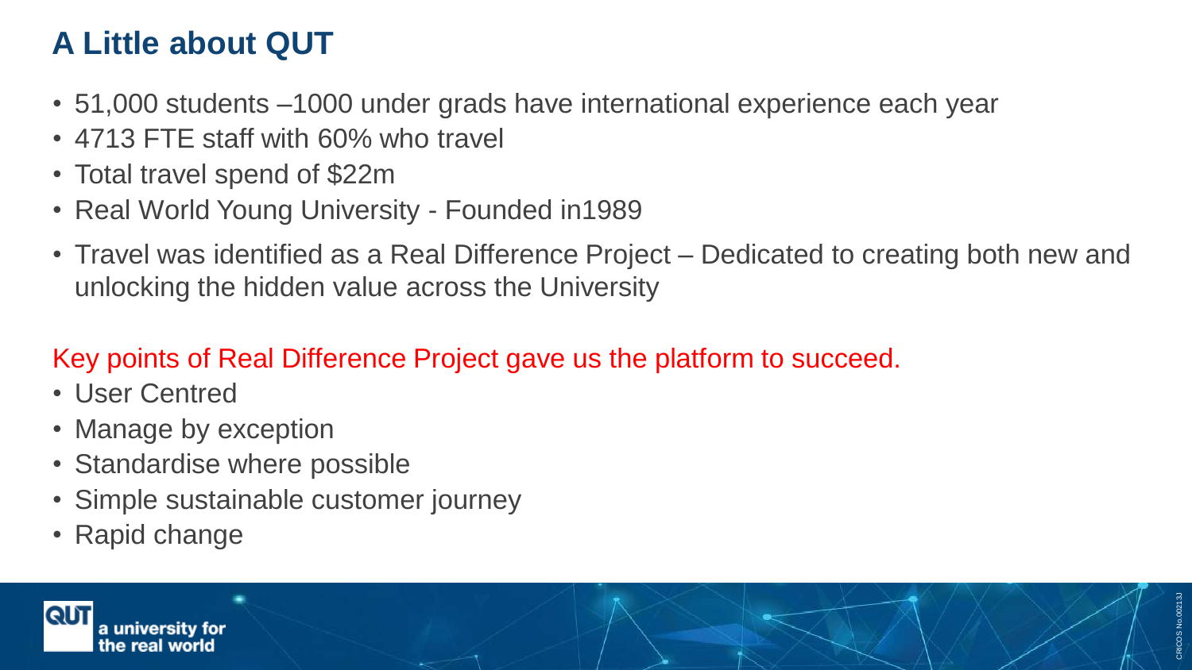# A Little about QUT

- 51,000 students –1000 under grads have international experience each year
- 4713 FTE staff with 60% who travel
- Total travel spend of $22m
- Real World Young University - Founded in1989
- Travel was identified as a Real Difference Project – Dedicated to creating both new and unlocking the hidden value across the University

Key points of Real Difference Project gave us the platform to succeed.

- User Centred
- Manage by exception
- Standardise where possible
- Simple sustainable customer journey
- Rapid change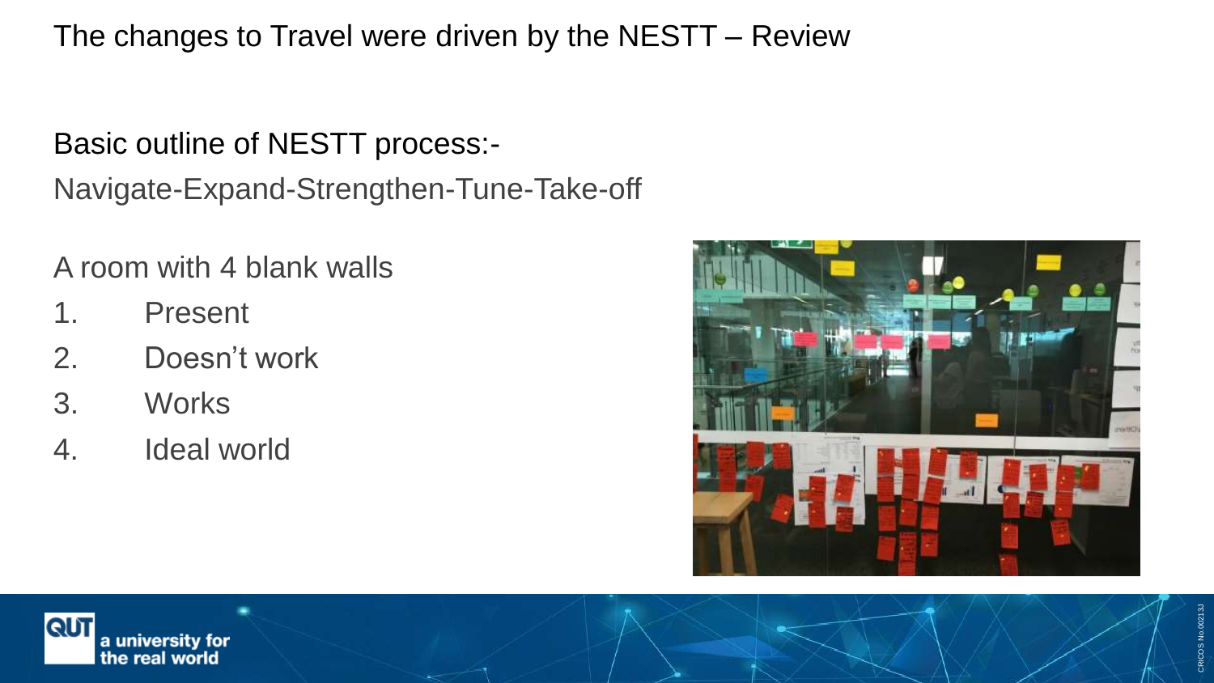# The changes to Travel were driven by the NESTT – Review

Basic outline of NESTT process:-

Navigate-Expand-Strengthen-Tune-Take-off

A room with 4 blank walls

1. Present
2. Doesn't work
3. Works
4. Ideal world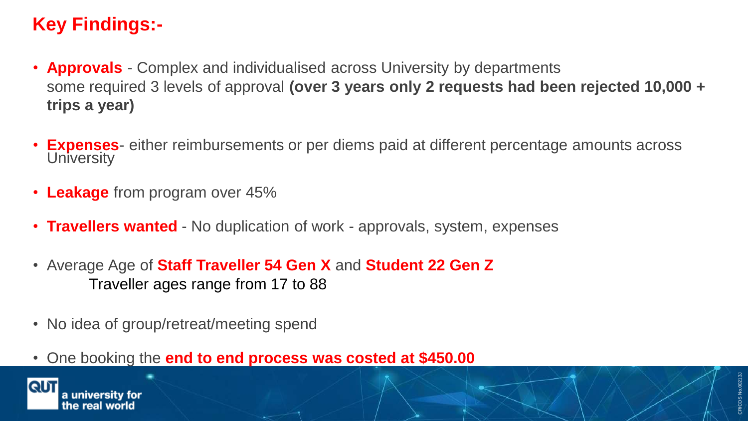# Key Findings:-

- **Approvals** - Complex and individualised across University by departments some required 3 levels of approval **(over 3 years only 2 requests had been rejected 10,000 + trips a year)**

- **Expenses**- either reimbursements or per diems paid at different percentage amounts across University

- **Leakage** from program over 45%

- **Travellers wanted** - No duplication of work - approvals, system, expenses

- Average Age of **Staff Traveller 54 Gen X** and **Student 22 Gen Z**
  Traveller ages range from 17 to 88

- No idea of group/retreat/meeting spend

- One booking the **end to end process was costed at $450.00**

a university for the real world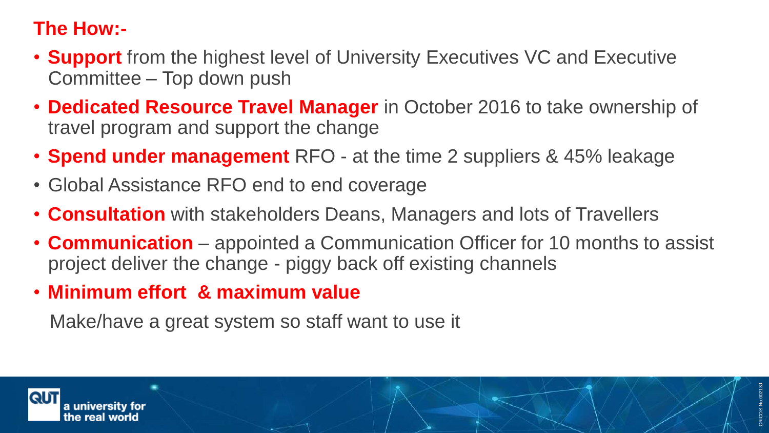## The How:-

- **Support** from the highest level of University Executives VC and Executive Committee – Top down push
- **Dedicated Resource Travel Manager** in October 2016 to take ownership of travel program and support the change
- **Spend under management** RFO - at the time 2 suppliers & 45% leakage
- Global Assistance RFO end to end coverage
- **Consultation** with stakeholders Deans, Managers and lots of Travellers
- **Communication** – appointed a Communication Officer for 10 months to assist project deliver the change - piggy back off existing channels
- **Minimum effort & maximum value**

  Make/have a great system so staff want to use it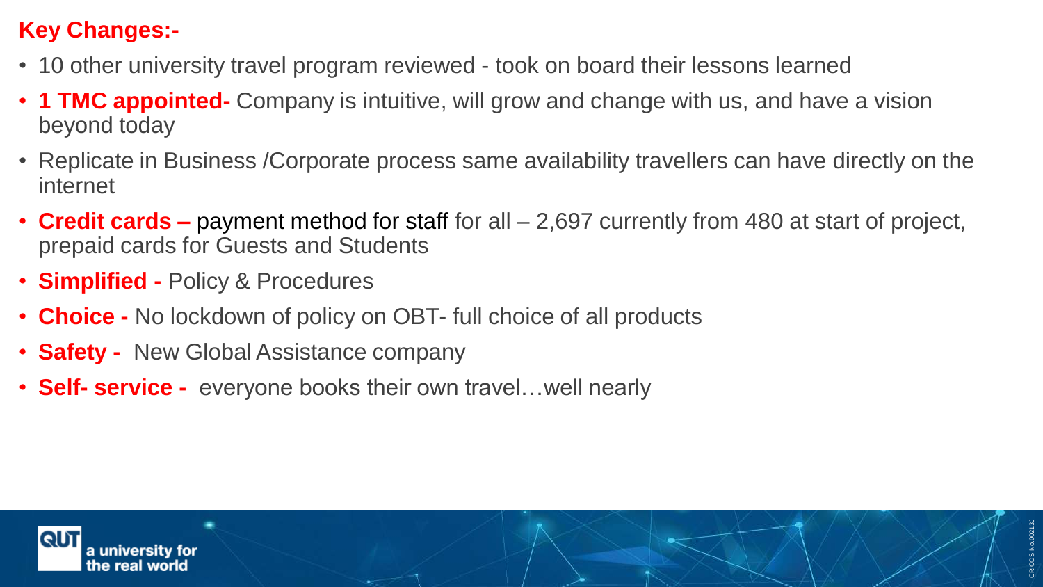**Key Changes:-**

- 10 other university travel program reviewed - took on board their lessons learned
- **1 TMC appointed-** Company is intuitive, will grow and change with us, and have a vision beyond today
- Replicate in Business /Corporate process same availability travellers can have directly on the internet
- **Credit cards –** payment method for staff for all – 2,697 currently from 480 at start of project, prepaid cards for Guests and Students
- **Simplified -** Policy & Procedures
- **Choice -** No lockdown of policy on OBT- full choice of all products
- **Safety -** New Global Assistance company
- **Self- service -** everyone books their own travel…well nearly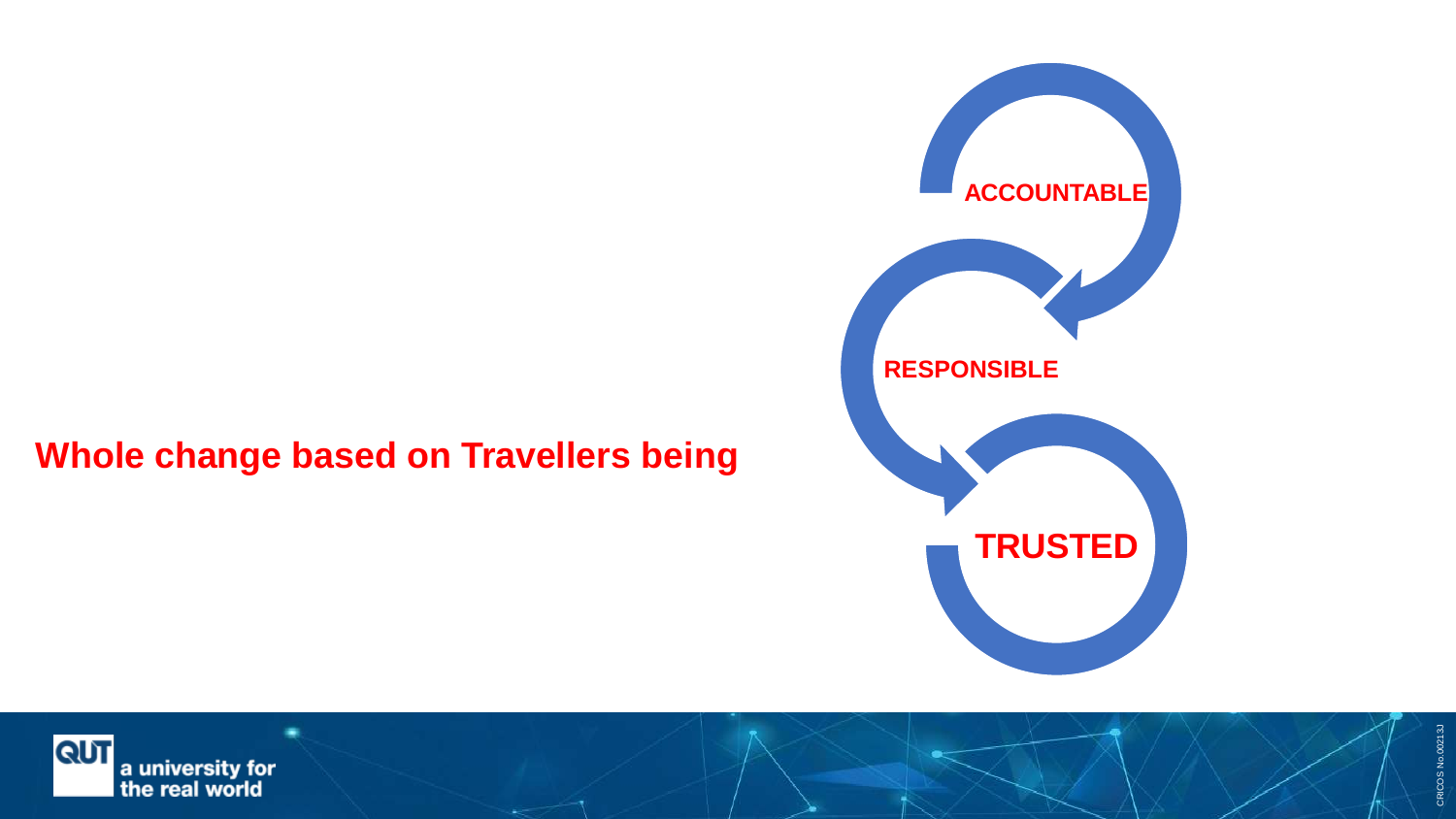**Whole change based on Travellers being**

**ACCOUNTABLE**

**RESPONSIBLE**

**TRUSTED**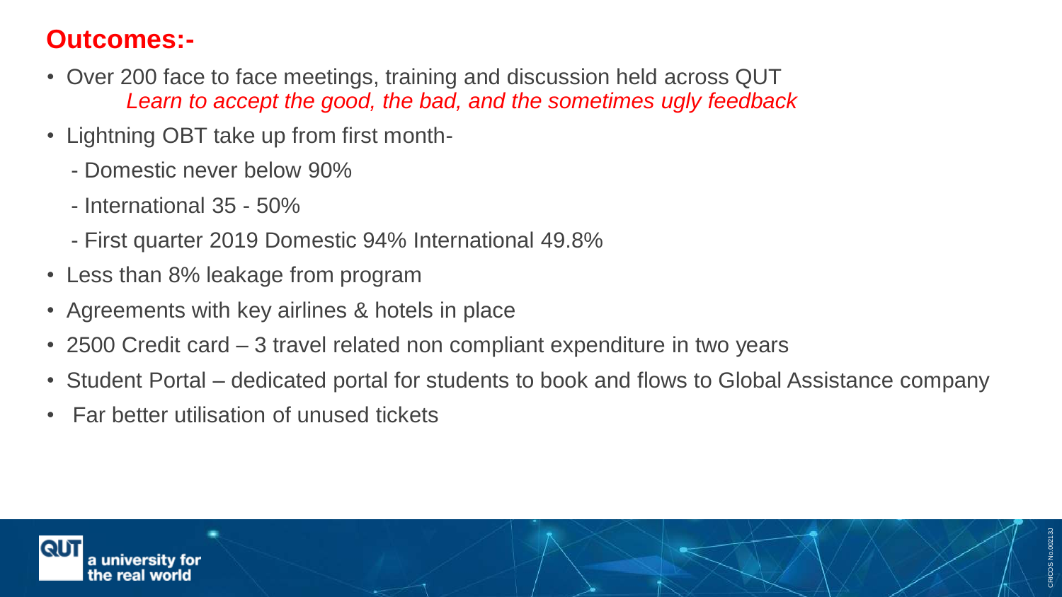## Outcomes:-

- Over 200 face to face meetings, training and discussion held across QUT
  *Learn to accept the good, the bad, and the sometimes ugly feedback*
- Lightning OBT take up from first month-
  - Domestic never below 90%
  - International 35 - 50%
  - First quarter 2019 Domestic 94% International 49.8%
- Less than 8% leakage from program
- Agreements with key airlines & hotels in place
- 2500 Credit card – 3 travel related non compliant expenditure in two years
- Student Portal – dedicated portal for students to book and flows to Global Assistance company
- Far better utilisation of unused tickets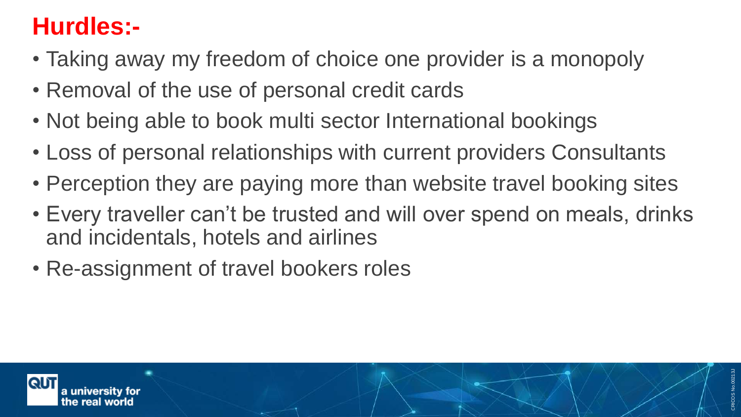## Hurdles:-

- Taking away my freedom of choice one provider is a monopoly
- Removal of the use of personal credit cards
- Not being able to book multi sector International bookings
- Loss of personal relationships with current providers Consultants
- Perception they are paying more than website travel booking sites
- Every traveller can't be trusted and will over spend on meals, drinks and incidentals, hotels and airlines
- Re-assignment of travel bookers roles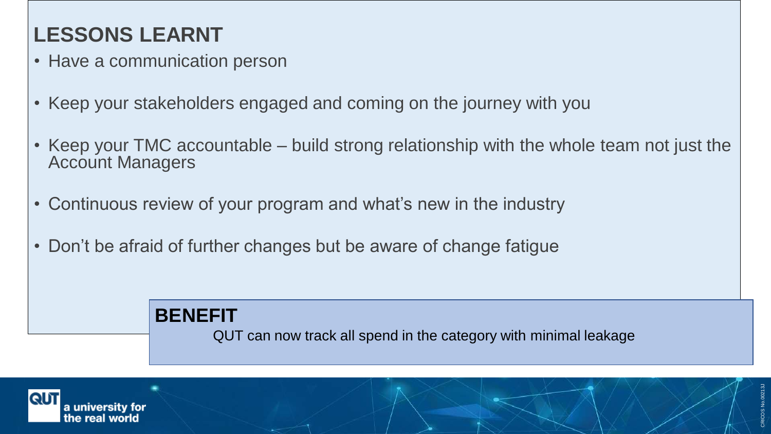## LESSONS LEARNT

- Have a communication person
- Keep your stakeholders engaged and coming on the journey with you
- Keep your TMC accountable – build strong relationship with the whole team not just the Account Managers
- Continuous review of your program and what's new in the industry
- Don't be afraid of further changes but be aware of change fatigue

## BENEFIT

QUT can now track all spend in the category with minimal leakage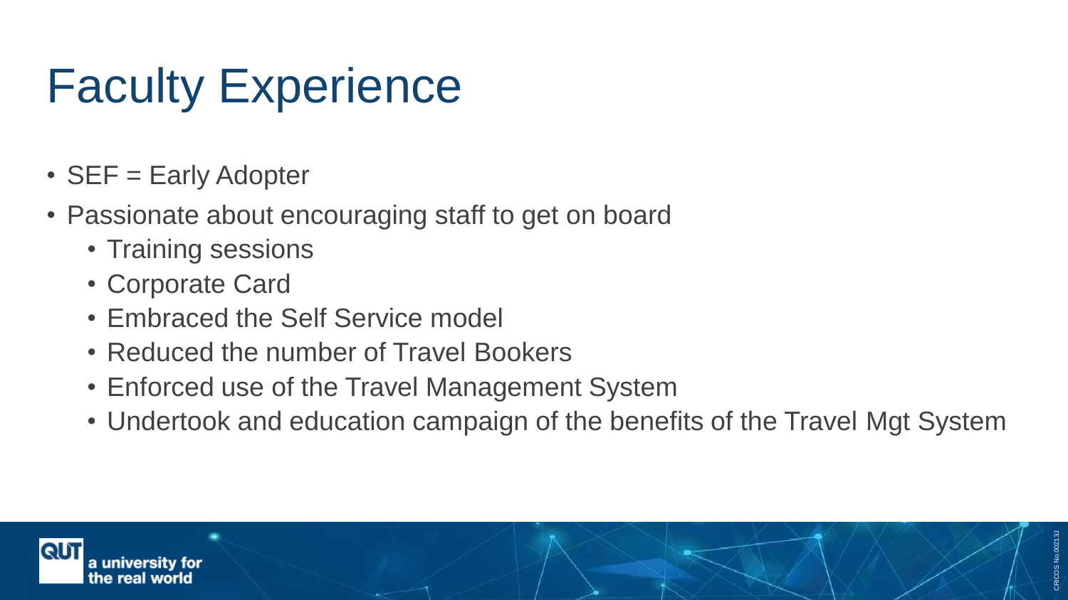# Faculty Experience

- SEF = Early Adopter
- Passionate about encouraging staff to get on board
  - Training sessions
  - Corporate Card
  - Embraced the Self Service model
  - Reduced the number of Travel Bookers
  - Enforced use of the Travel Management System
  - Undertook and education campaign of the benefits of the Travel Mgt System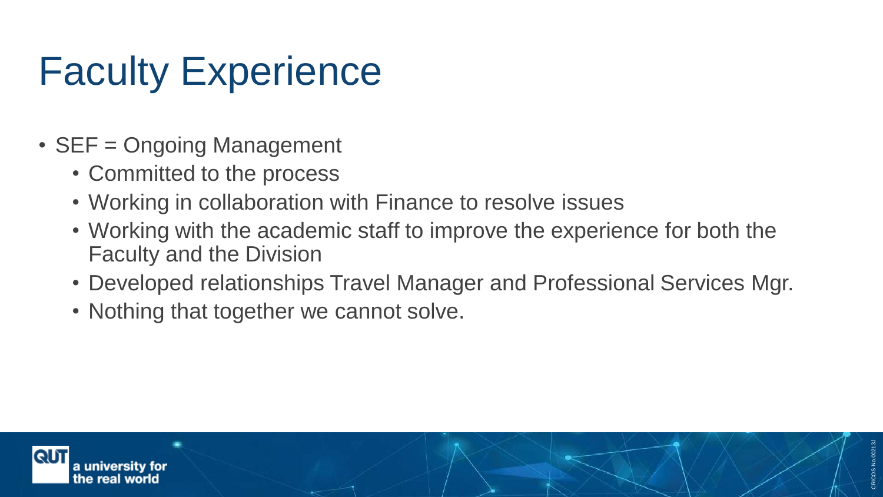# Faculty Experience

- SEF = Ongoing Management
  - Committed to the process
  - Working in collaboration with Finance to resolve issues
  - Working with the academic staff to improve the experience for both the Faculty and the Division
  - Developed relationships Travel Manager and Professional Services Mgr.
  - Nothing that together we cannot solve.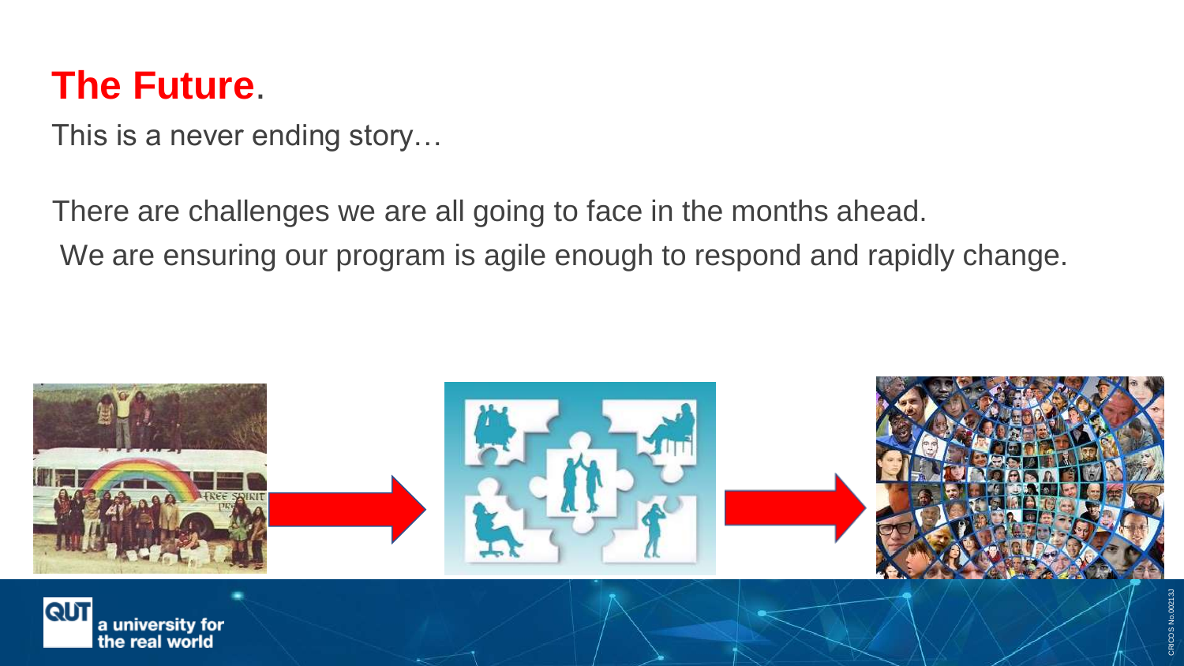# The Future.

This is a never ending story…

There are challenges we are all going to face in the months ahead.

We are ensuring our program is agile enough to respond and rapidly change.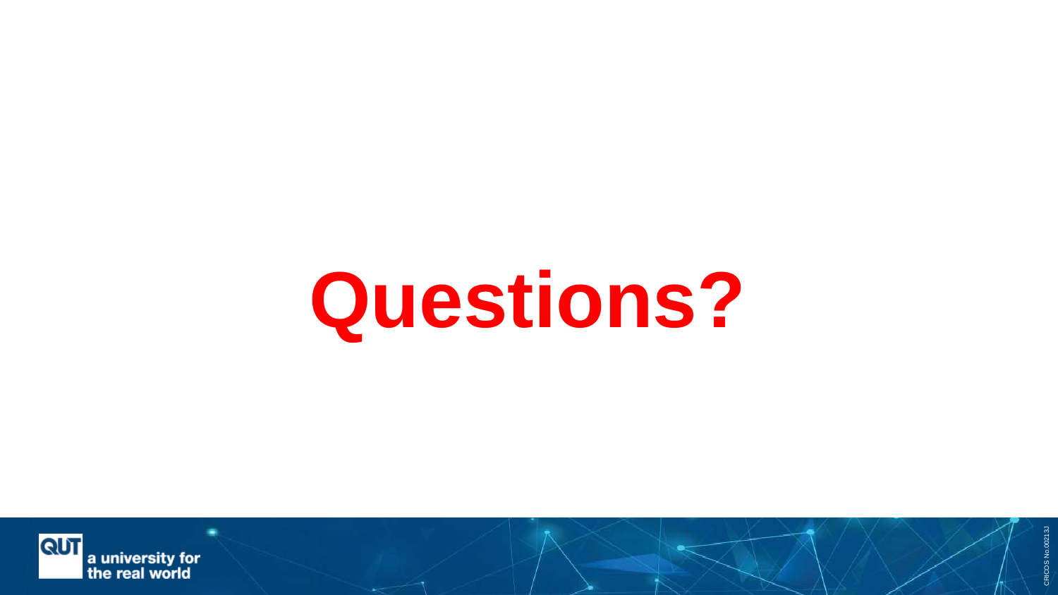# Questions?